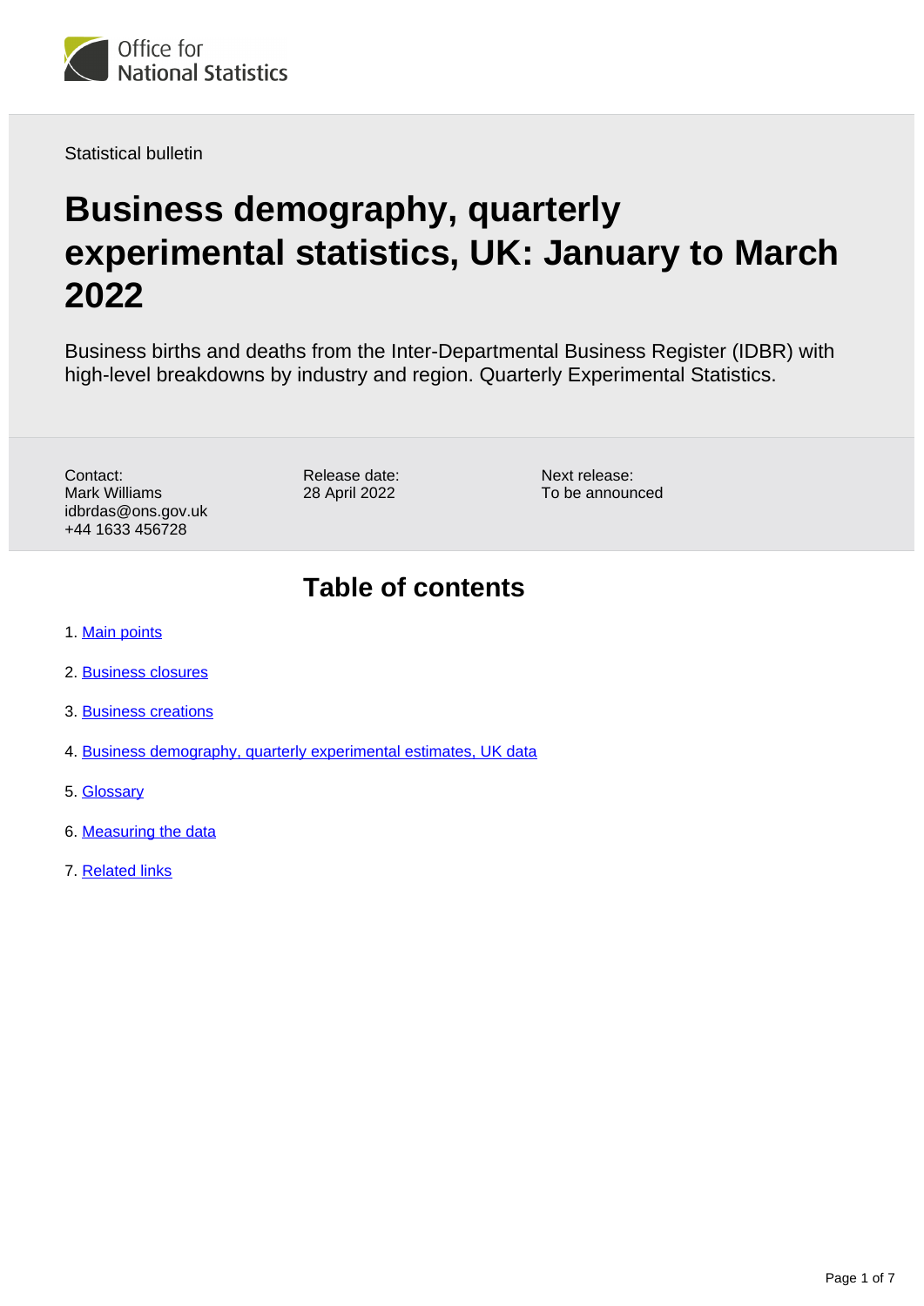Statistical bulletin

# Business demography, quarterly experimental statistics, UK: January to March 2022

Business births and deaths from the Inter-Departmental Business Register (IDBR) with high-level breakdowns by industry and region. Quarterly Experimental Statistics.

Contact:
Mark Williams
idbrdas@ons.gov.uk
+44 1633 456728

Release date:
28 April 2022

Next release:
To be announced

## Table of contents

1. Main points
2. Business closures
3. Business creations
4. Business demography, quarterly experimental estimates, UK data
5. Glossary
6. Measuring the data
7. Related links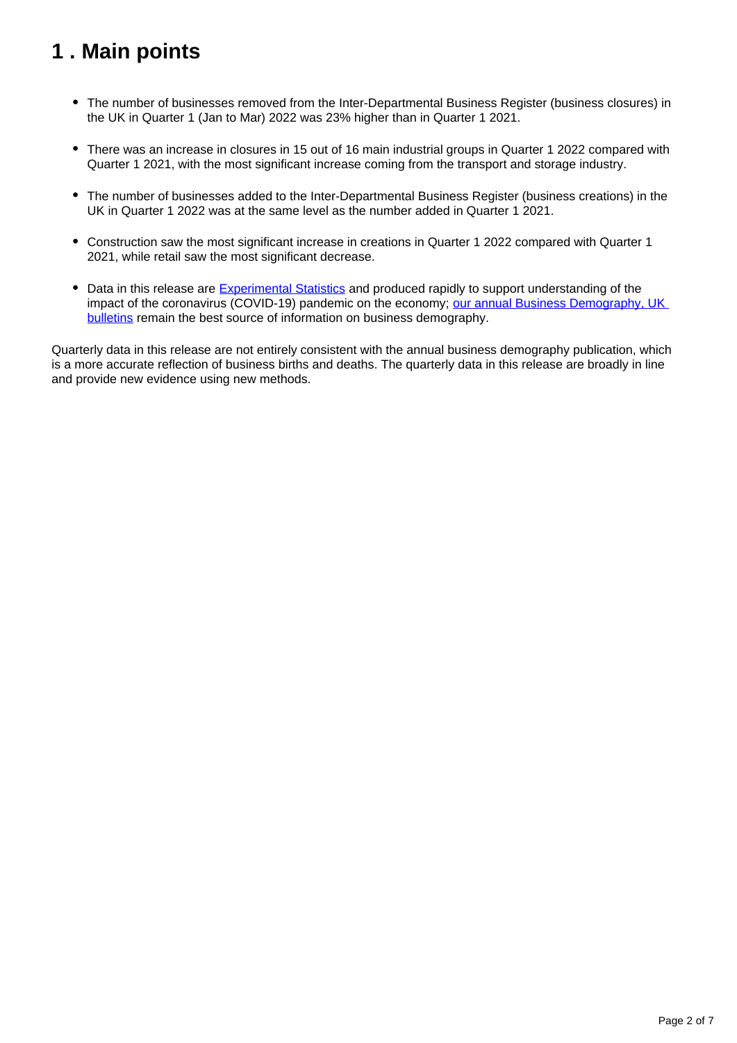## 1 . Main points

- The number of businesses removed from the Inter-Departmental Business Register (business closures) in the UK in Quarter 1 (Jan to Mar) 2022 was 23% higher than in Quarter 1 2021.
- There was an increase in closures in 15 out of 16 main industrial groups in Quarter 1 2022 compared with Quarter 1 2021, with the most significant increase coming from the transport and storage industry.
- The number of businesses added to the Inter-Departmental Business Register (business creations) in the UK in Quarter 1 2022 was at the same level as the number added in Quarter 1 2021.
- Construction saw the most significant increase in creations in Quarter 1 2022 compared with Quarter 1 2021, while retail saw the most significant decrease.
- Data in this release are Experimental Statistics and produced rapidly to support understanding of the impact of the coronavirus (COVID-19) pandemic on the economy; our annual Business Demography, UK bulletins remain the best source of information on business demography.

Quarterly data in this release are not entirely consistent with the annual business demography publication, which is a more accurate reflection of business births and deaths. The quarterly data in this release are broadly in line and provide new evidence using new methods.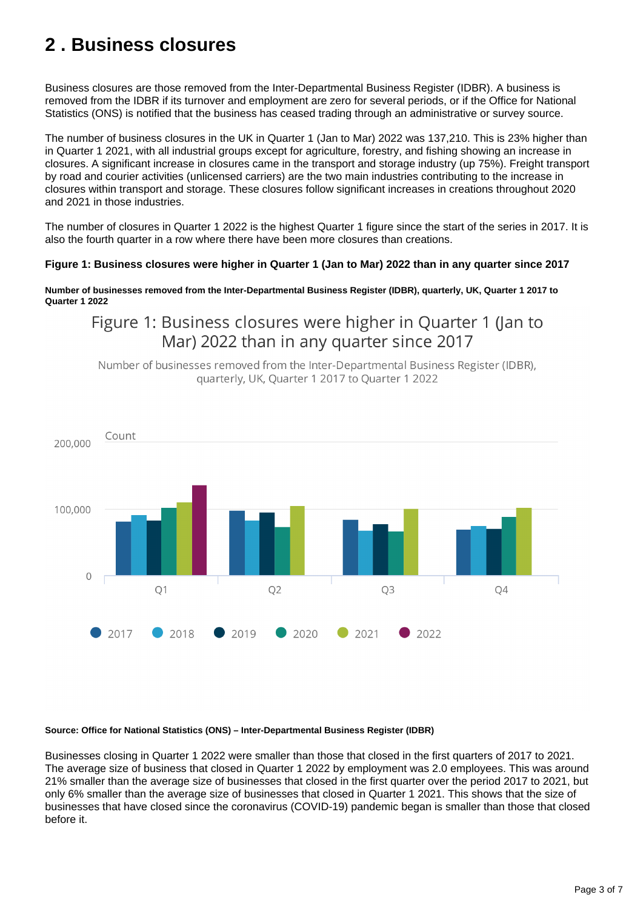## 2 . Business closures

Business closures are those removed from the Inter-Departmental Business Register (IDBR). A business is removed from the IDBR if its turnover and employment are zero for several periods, or if the Office for National Statistics (ONS) is notified that the business has ceased trading through an administrative or survey source.

The number of business closures in the UK in Quarter 1 (Jan to Mar) 2022 was 137,210. This is 23% higher than in Quarter 1 2021, with all industrial groups except for agriculture, forestry, and fishing showing an increase in closures. A significant increase in closures came in the transport and storage industry (up 75%). Freight transport by road and courier activities (unlicensed carriers) are the two main industries contributing to the increase in closures within transport and storage. These closures follow significant increases in creations throughout 2020 and 2021 in those industries.

The number of closures in Quarter 1 2022 is the highest Quarter 1 figure since the start of the series in 2017. It is also the fourth quarter in a row where there have been more closures than creations.

**Figure 1: Business closures were higher in Quarter 1 (Jan to Mar) 2022 than in any quarter since 2017**

**Number of businesses removed from the Inter-Departmental Business Register (IDBR), quarterly, UK, Quarter 1 2017 to Quarter 1 2022**

**Source: Office for National Statistics (ONS) – Inter-Departmental Business Register (IDBR)**

Businesses closing in Quarter 1 2022 were smaller than those that closed in the first quarters of 2017 to 2021. The average size of business that closed in Quarter 1 2022 by employment was 2.0 employees. This was around 21% smaller than the average size of businesses that closed in the first quarter over the period 2017 to 2021, but only 6% smaller than the average size of businesses that closed in Quarter 1 2021. This shows that the size of businesses that have closed since the coronavirus (COVID-19) pandemic began is smaller than those that closed before it.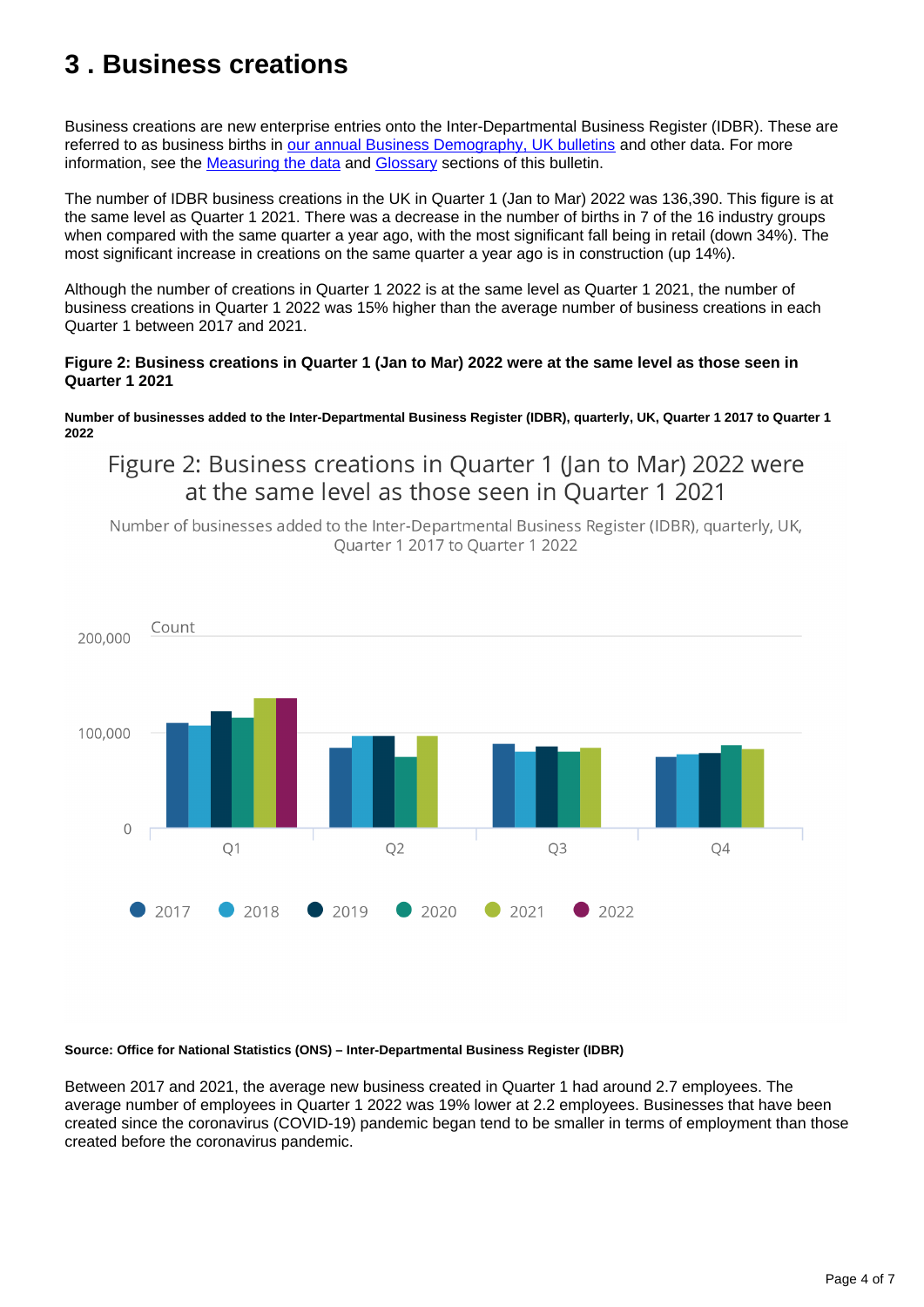# 3 . Business creations

Business creations are new enterprise entries onto the Inter-Departmental Business Register (IDBR). These are referred to as business births in [our annual Business Demography, UK bulletins](#) and other data. For more information, see the [Measuring the data](#) and [Glossary](#) sections of this bulletin.

The number of IDBR business creations in the UK in Quarter 1 (Jan to Mar) 2022 was 136,390. This figure is at the same level as Quarter 1 2021. There was a decrease in the number of births in 7 of the 16 industry groups when compared with the same quarter a year ago, with the most significant fall being in retail (down 34%). The most significant increase in creations on the same quarter a year ago is in construction (up 14%).

Although the number of creations in Quarter 1 2022 is at the same level as Quarter 1 2021, the number of business creations in Quarter 1 2022 was 15% higher than the average number of business creations in each Quarter 1 between 2017 and 2021.

**Figure 2: Business creations in Quarter 1 (Jan to Mar) 2022 were at the same level as those seen in Quarter 1 2021**

**Number of businesses added to the Inter-Departmental Business Register (IDBR), quarterly, UK, Quarter 1 2017 to Quarter 1 2022**

Figure 2: Business creations in Quarter 1 (Jan to Mar) 2022 were at the same level as those seen in Quarter 1 2021

Number of businesses added to the Inter-Departmental Business Register (IDBR), quarterly, UK, Quarter 1 2017 to Quarter 1 2022

Count

200,000

100,000

0

Q1 Q2 Q3 Q4

2017 2018 2019 2020 2021 2022

**Source: Office for National Statistics (ONS) – Inter-Departmental Business Register (IDBR)**

Between 2017 and 2021, the average new business created in Quarter 1 had around 2.7 employees. The average number of employees in Quarter 1 2022 was 19% lower at 2.2 employees. Businesses that have been created since the coronavirus (COVID-19) pandemic began tend to be smaller in terms of employment than those created before the coronavirus pandemic.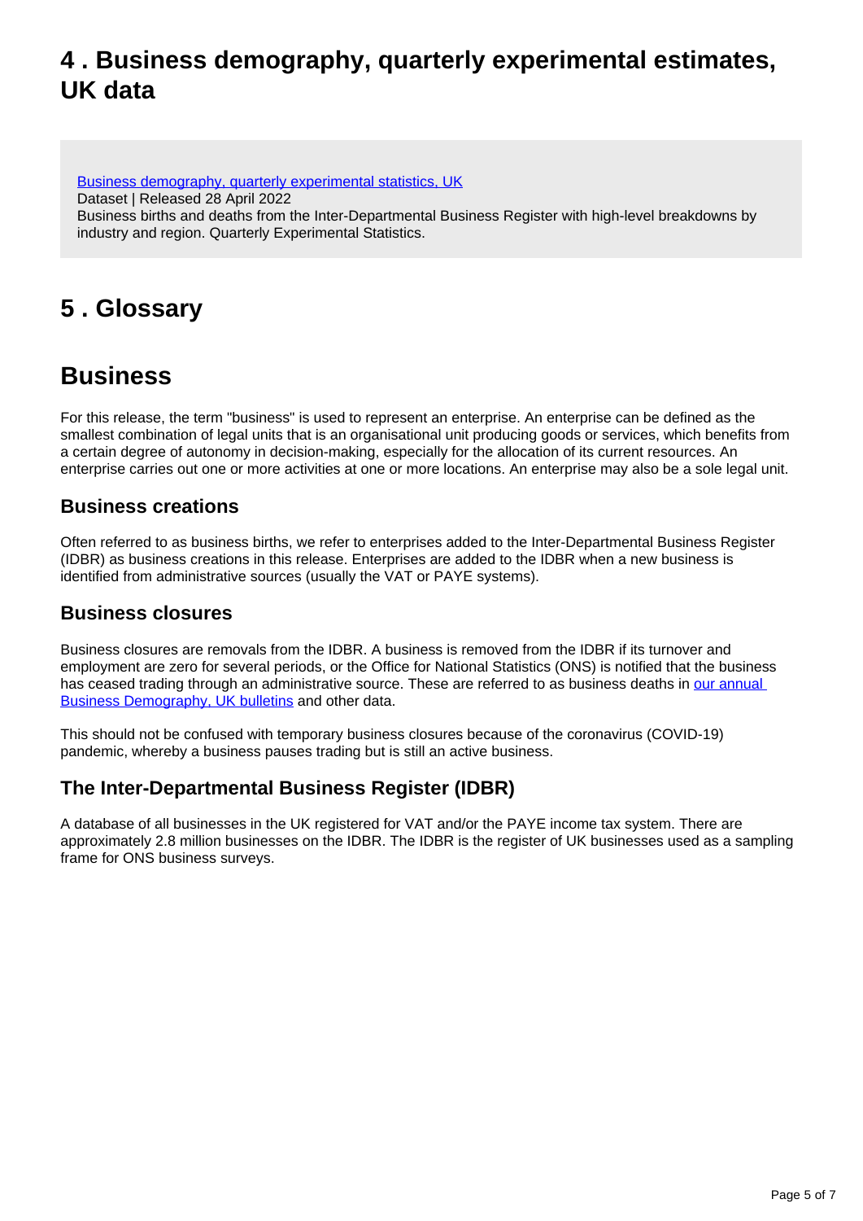## 4 . Business demography, quarterly experimental estimates, UK data

[Business demography, quarterly experimental statistics, UK](#)
Dataset | Released 28 April 2022
Business births and deaths from the Inter-Departmental Business Register with high-level breakdowns by industry and region. Quarterly Experimental Statistics.

## 5 . Glossary

## Business

For this release, the term "business" is used to represent an enterprise. An enterprise can be defined as the smallest combination of legal units that is an organisational unit producing goods or services, which benefits from a certain degree of autonomy in decision-making, especially for the allocation of its current resources. An enterprise carries out one or more activities at one or more locations. An enterprise may also be a sole legal unit.

### Business creations

Often referred to as business births, we refer to enterprises added to the Inter-Departmental Business Register (IDBR) as business creations in this release. Enterprises are added to the IDBR when a new business is identified from administrative sources (usually the VAT or PAYE systems).

### Business closures

Business closures are removals from the IDBR. A business is removed from the IDBR if its turnover and employment are zero for several periods, or the Office for National Statistics (ONS) is notified that the business has ceased trading through an administrative source. These are referred to as business deaths in [our annual Business Demography, UK bulletins](#) and other data.

This should not be confused with temporary business closures because of the coronavirus (COVID-19) pandemic, whereby a business pauses trading but is still an active business.

### The Inter-Departmental Business Register (IDBR)

A database of all businesses in the UK registered for VAT and/or the PAYE income tax system. There are approximately 2.8 million businesses on the IDBR. The IDBR is the register of UK businesses used as a sampling frame for ONS business surveys.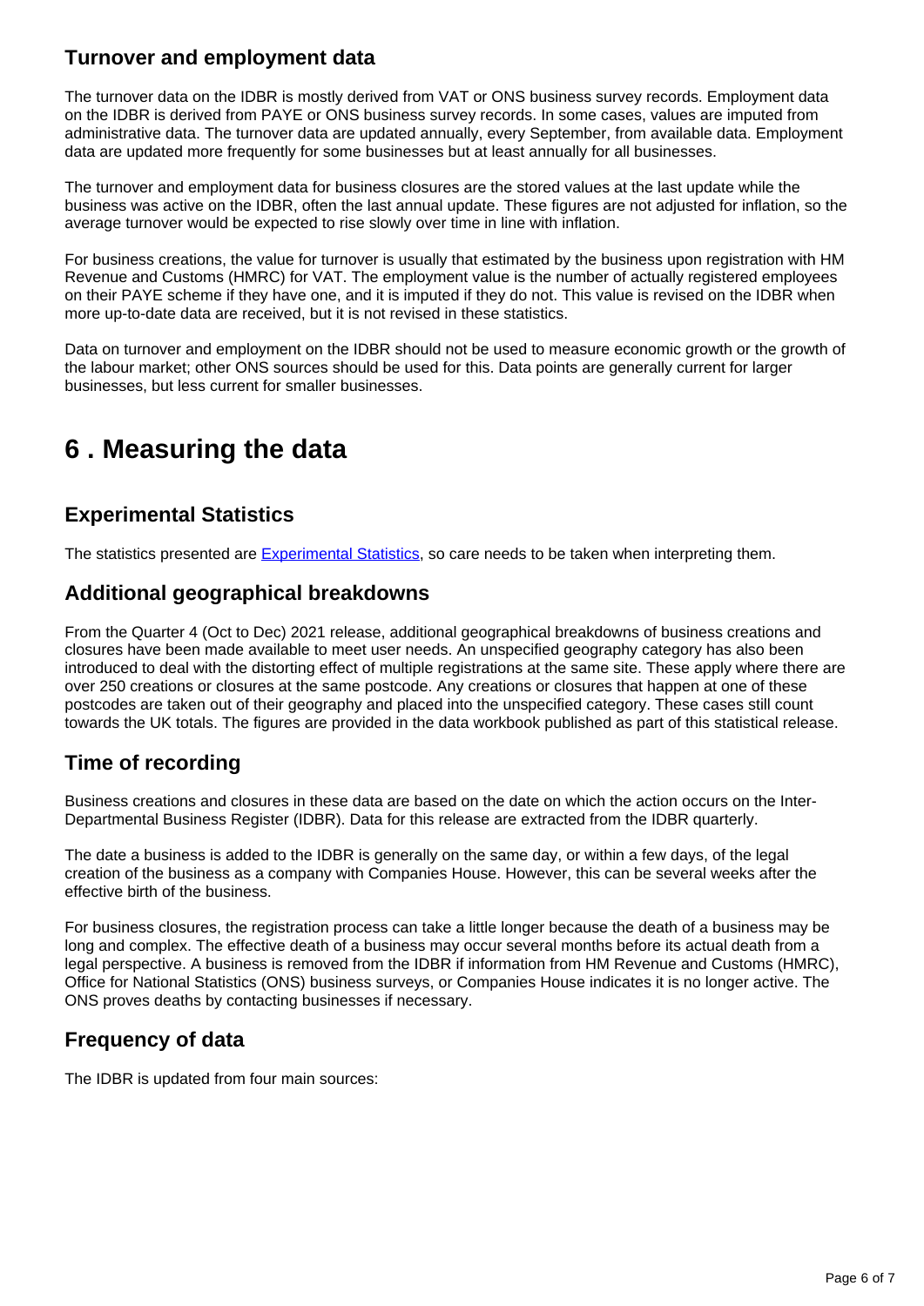### Turnover and employment data

The turnover data on the IDBR is mostly derived from VAT or ONS business survey records. Employment data on the IDBR is derived from PAYE or ONS business survey records. In some cases, values are imputed from administrative data. The turnover data are updated annually, every September, from available data. Employment data are updated more frequently for some businesses but at least annually for all businesses.

The turnover and employment data for business closures are the stored values at the last update while the business was active on the IDBR, often the last annual update. These figures are not adjusted for inflation, so the average turnover would be expected to rise slowly over time in line with inflation.

For business creations, the value for turnover is usually that estimated by the business upon registration with HM Revenue and Customs (HMRC) for VAT. The employment value is the number of actually registered employees on their PAYE scheme if they have one, and it is imputed if they do not. This value is revised on the IDBR when more up-to-date data are received, but it is not revised in these statistics.

Data on turnover and employment on the IDBR should not be used to measure economic growth or the growth of the labour market; other ONS sources should be used for this. Data points are generally current for larger businesses, but less current for smaller businesses.

## 6 . Measuring the data

### Experimental Statistics

The statistics presented are [Experimental Statistics](), so care needs to be taken when interpreting them.

### Additional geographical breakdowns

From the Quarter 4 (Oct to Dec) 2021 release, additional geographical breakdowns of business creations and closures have been made available to meet user needs. An unspecified geography category has also been introduced to deal with the distorting effect of multiple registrations at the same site. These apply where there are over 250 creations or closures at the same postcode. Any creations or closures that happen at one of these postcodes are taken out of their geography and placed into the unspecified category. These cases still count towards the UK totals. The figures are provided in the data workbook published as part of this statistical release.

### Time of recording

Business creations and closures in these data are based on the date on which the action occurs on the Inter-Departmental Business Register (IDBR). Data for this release are extracted from the IDBR quarterly.

The date a business is added to the IDBR is generally on the same day, or within a few days, of the legal creation of the business as a company with Companies House. However, this can be several weeks after the effective birth of the business.

For business closures, the registration process can take a little longer because the death of a business may be long and complex. The effective death of a business may occur several months before its actual death from a legal perspective. A business is removed from the IDBR if information from HM Revenue and Customs (HMRC), Office for National Statistics (ONS) business surveys, or Companies House indicates it is no longer active. The ONS proves deaths by contacting businesses if necessary.

### Frequency of data

The IDBR is updated from four main sources: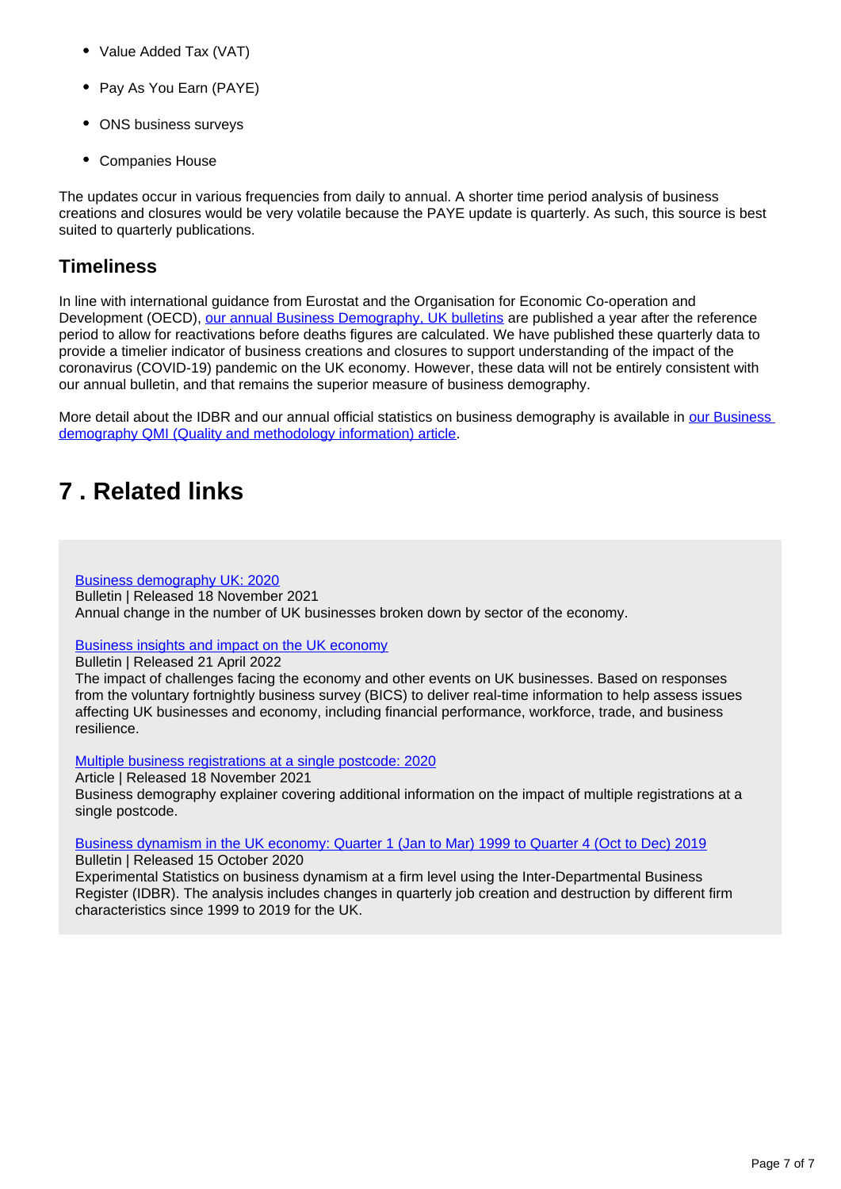- Value Added Tax (VAT)
- Pay As You Earn (PAYE)
- ONS business surveys
- Companies House

The updates occur in various frequencies from daily to annual. A shorter time period analysis of business creations and closures would be very volatile because the PAYE update is quarterly. As such, this source is best suited to quarterly publications.

### Timeliness

In line with international guidance from Eurostat and the Organisation for Economic Co-operation and Development (OECD), [our annual Business Demography, UK bulletins]() are published a year after the reference period to allow for reactivations before deaths figures are calculated. We have published these quarterly data to provide a timelier indicator of business creations and closures to support understanding of the impact of the coronavirus (COVID-19) pandemic on the UK economy. However, these data will not be entirely consistent with our annual bulletin, and that remains the superior measure of business demography.

More detail about the IDBR and our annual official statistics on business demography is available in [our Business demography QMI (Quality and methodology information) article]().

## 7 . Related links

[Business demography UK: 2020]()
Bulletin | Released 18 November 2021
Annual change in the number of UK businesses broken down by sector of the economy.

[Business insights and impact on the UK economy]()
Bulletin | Released 21 April 2022
The impact of challenges facing the economy and other events on UK businesses. Based on responses from the voluntary fortnightly business survey (BICS) to deliver real-time information to help assess issues affecting UK businesses and economy, including financial performance, workforce, trade, and business resilience.

[Multiple business registrations at a single postcode: 2020]()
Article | Released 18 November 2021
Business demography explainer covering additional information on the impact of multiple registrations at a single postcode.

[Business dynamism in the UK economy: Quarter 1 (Jan to Mar) 1999 to Quarter 4 (Oct to Dec) 2019]()
Bulletin | Released 15 October 2020
Experimental Statistics on business dynamism at a firm level using the Inter-Departmental Business Register (IDBR). The analysis includes changes in quarterly job creation and destruction by different firm characteristics since 1999 to 2019 for the UK.